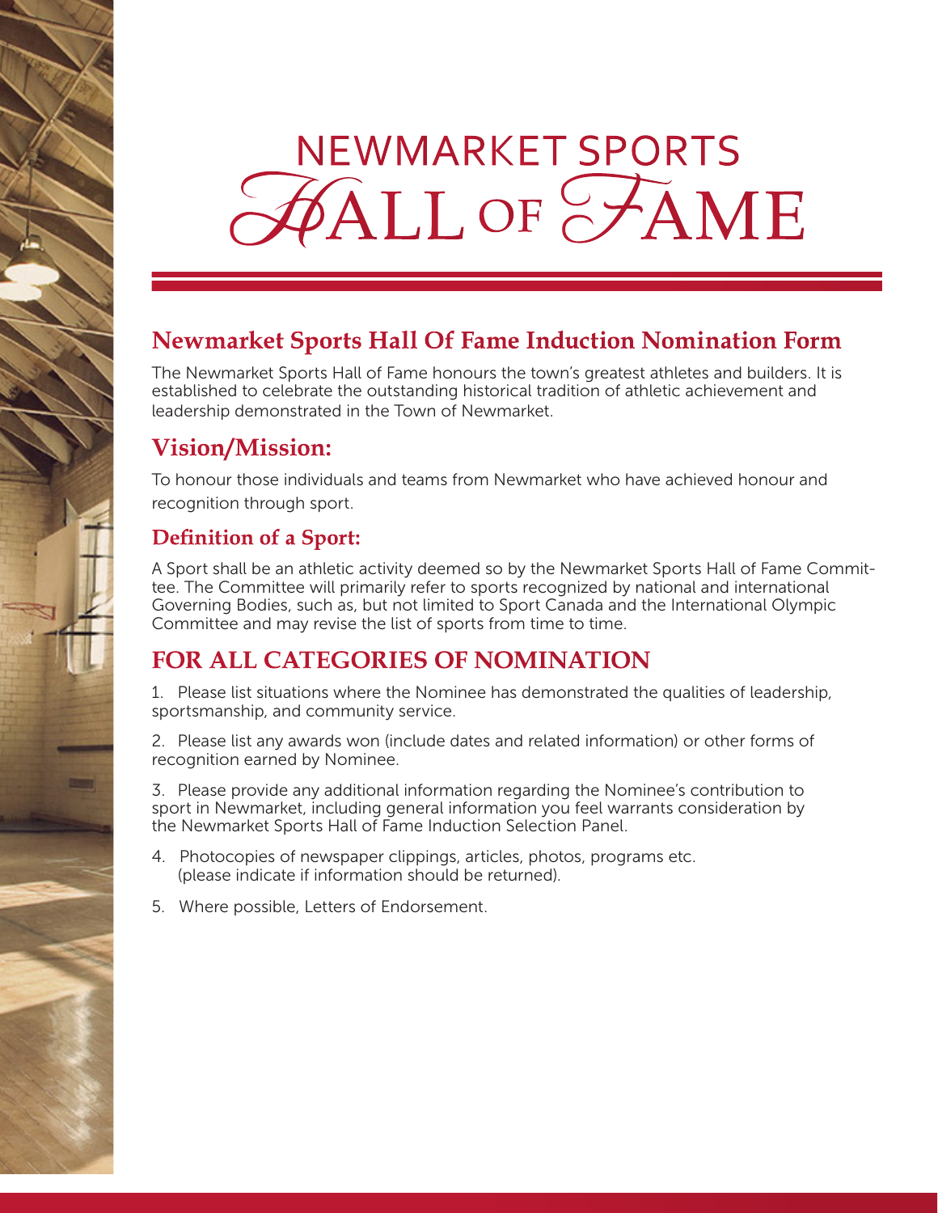# NEWMARKET SPORTS HALL OF FAME

## Newmarket Sports Hall Of Fame Induction Nomination Form

The Newmarket Sports Hall of Fame honours the town's greatest athletes and builders. It is established to celebrate the outstanding historical tradition of athletic achievement and leadership demonstrated in the Town of Newmarket.

## Vision/Mission:

To honour those individuals and teams from Newmarket who have achieved honour and recognition through sport.

### Definition of a Sport:

A Sport shall be an athletic activity deemed so by the Newmarket Sports Hall of Fame Committee. The Committee will primarily refer to sports recognized by national and international Governing Bodies, such as, but not limited to Sport Canada and the International Olympic Committee and may revise the list of sports from time to time.

## FOR ALL CATEGORIES OF NOMINATION

1. Please list situations where the Nominee has demonstrated the qualities of leadership, sportsmanship, and community service.

2. Please list any awards won (include dates and related information) or other forms of recognition earned by Nominee.

3. Please provide any additional information regarding the Nominee's contribution to sport in Newmarket, including general information you feel warrants consideration by the Newmarket Sports Hall of Fame Induction Selection Panel.

4. Photocopies of newspaper clippings, articles, photos, programs etc. (please indicate if information should be returned).

5. Where possible, Letters of Endorsement.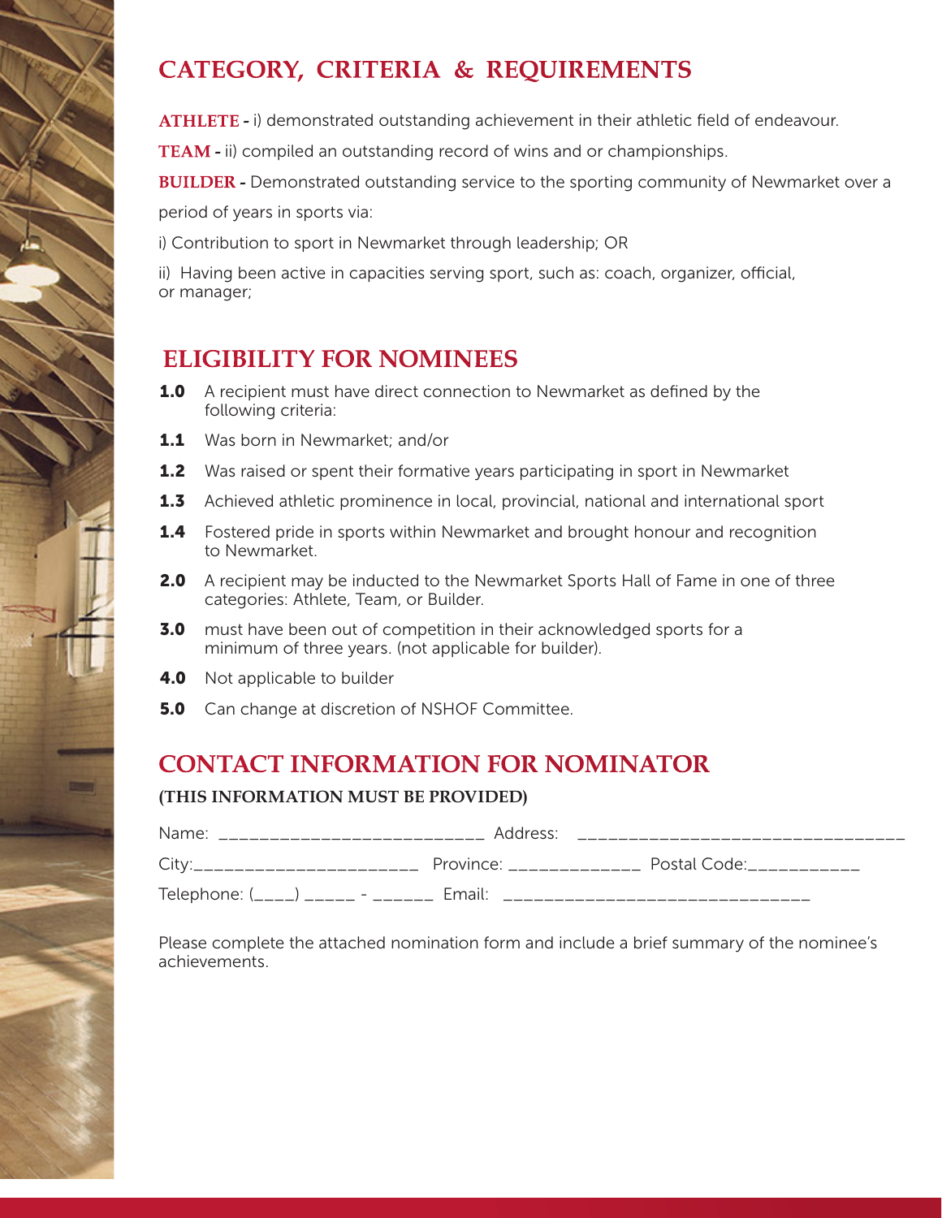## CATEGORY, CRITERIA & REQUIREMENTS

**ATHLETE -** i) demonstrated outstanding achievement in their athletic field of endeavour.

**TEAM -** ii) compiled an outstanding record of wins and or championships.

**BUILDER -** Demonstrated outstanding service to the sporting community of Newmarket over a period of years in sports via:

i) Contribution to sport in Newmarket through leadership; OR

ii) Having been active in capacities serving sport, such as: coach, organizer, official, or manager;

## ELIGIBILITY FOR NOMINEES

**1.0** A recipient must have direct connection to Newmarket as defined by the following criteria:

**1.1** Was born in Newmarket; and/or

**1.2** Was raised or spent their formative years participating in sport in Newmarket

**1.3** Achieved athletic prominence in local, provincial, national and international sport

**1.4** Fostered pride in sports within Newmarket and brought honour and recognition to Newmarket.

**2.0** A recipient may be inducted to the Newmarket Sports Hall of Fame in one of three categories: Athlete, Team, or Builder.

**3.0** must have been out of competition in their acknowledged sports for a minimum of three years. (not applicable for builder).

**4.0** Not applicable to builder

**5.0** Can change at discretion of NSHOF Committee.

## CONTACT INFORMATION FOR NOMINATOR

**(THIS INFORMATION MUST BE PROVIDED)**

Name: __________________________ Address: _______________________________

City:______________________ Province: _____________ Postal Code:___________

Telephone: (____) _____ - ______ Email: ______________________________

Please complete the attached nomination form and include a brief summary of the nominee's achievements.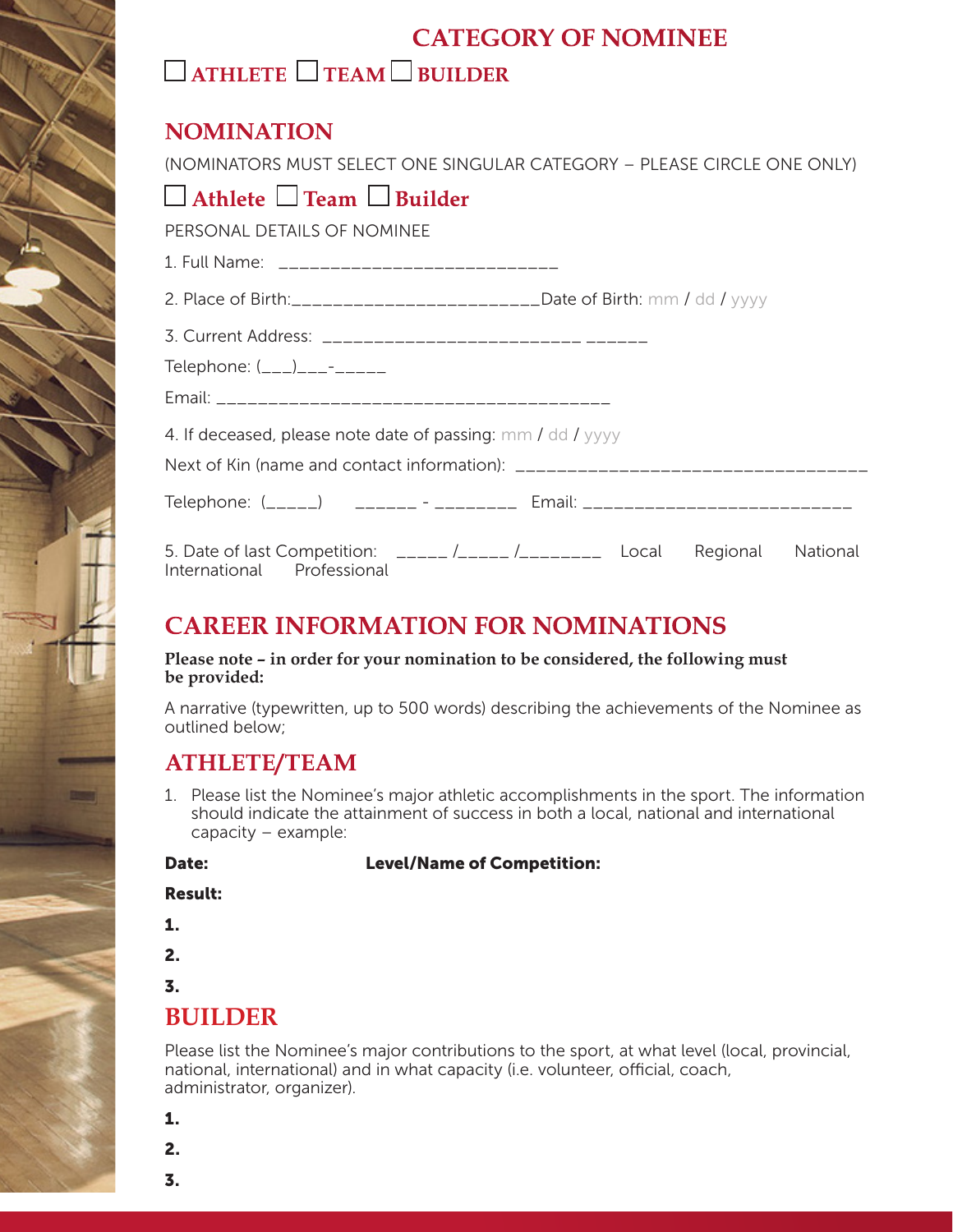## CATEGORY OF NOMINEE

☐ **ATHLETE** ☐ **TEAM** ☐ **BUILDER**

## NOMINATION

(NOMINATORS MUST SELECT ONE SINGULAR CATEGORY – PLEASE CIRCLE ONE ONLY)

☐ **Athlete** ☐ **Team** ☐ **Builder**

PERSONAL DETAILS OF NOMINEE

1. Full Name: __________________________

2. Place of Birth:_______________________Date of Birth: mm / dd / yyyy

3. Current Address: ________________________ ______

Telephone: (___)___-_____

Email: _____________________________________

4. If deceased, please note date of passing: mm / dd / yyyy

Next of Kin (name and contact information): _________________________________

Telephone: (_____) ______ - ________ Email: _________________________

5. Date of last Competition: _____ /_____ /________ Local Regional National International Professional

## CAREER INFORMATION FOR NOMINATIONS

**Please note – in order for your nomination to be considered, the following must be provided:**

A narrative (typewritten, up to 500 words) describing the achievements of the Nominee as outlined below;

### ATHLETE/TEAM

1. Please list the Nominee's major athletic accomplishments in the sport. The information should indicate the attainment of success in both a local, national and international capacity – example:

**Date:** **Level/Name of Competition:**

**Result:**

**1.**

**2.**

**3.**

### BUILDER

Please list the Nominee's major contributions to the sport, at what level (local, provincial, national, international) and in what capacity (i.e. volunteer, official, coach, administrator, organizer).

**1.**

**2.**

**3.**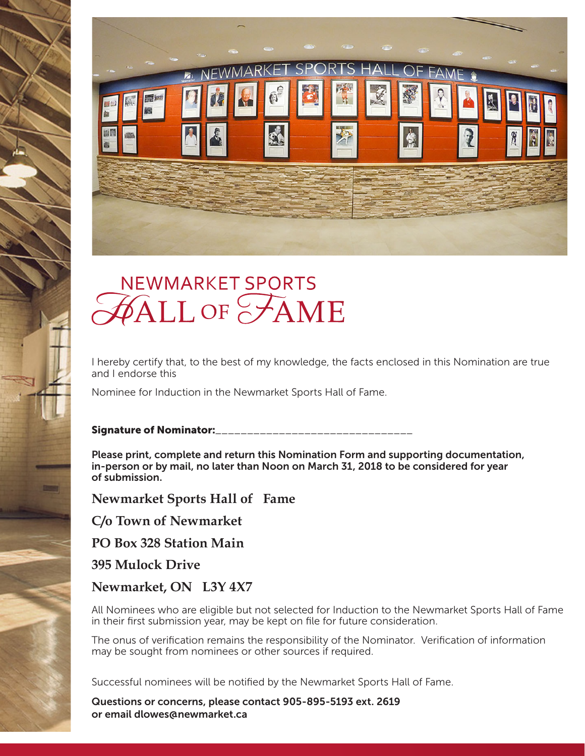# NEWMARKET SPORTS HALL OF FAME

I hereby certify that, to the best of my knowledge, the facts enclosed in this Nomination are true and I endorse this

Nominee for Induction in the Newmarket Sports Hall of Fame.

**Signature of Nominator:**________________________________

**Please print, complete and return this Nomination Form and supporting documentation, in-person or by mail, no later than Noon on March 31, 2018 to be considered for year of submission.**

**Newmarket Sports Hall of Fame**

**C/o Town of Newmarket**

**PO Box 328 Station Main**

**395 Mulock Drive**

**Newmarket, ON L3Y 4X7**

All Nominees who are eligible but not selected for Induction to the Newmarket Sports Hall of Fame in their first submission year, may be kept on file for future consideration.

The onus of verification remains the responsibility of the Nominator. Verification of information may be sought from nominees or other sources if required.

Successful nominees will be notified by the Newmarket Sports Hall of Fame.

**Questions or concerns, please contact 905-895-5193 ext. 2619 or email dlowes@newmarket.ca**